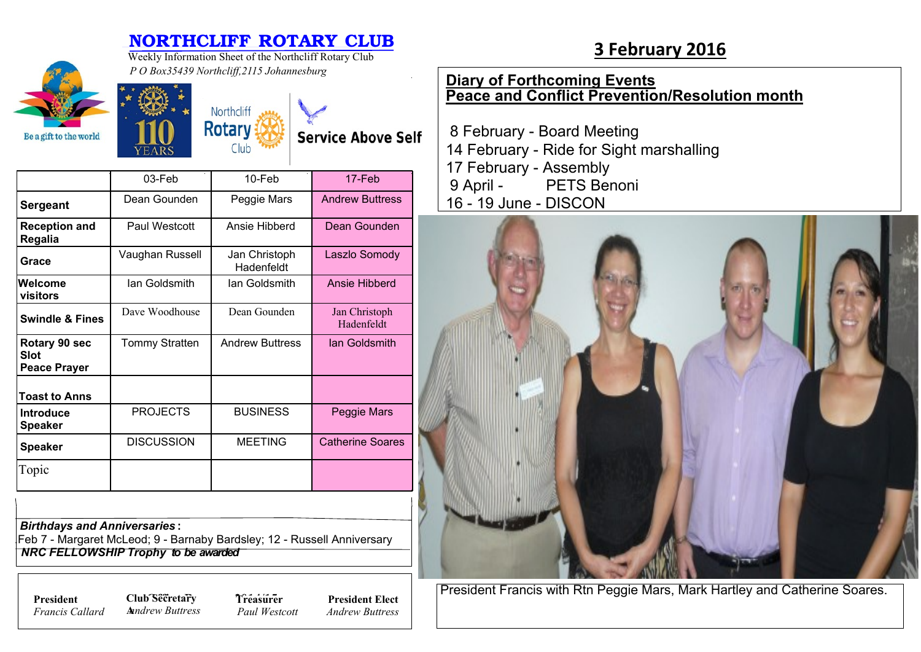# NORTHCLIFF ROTARY CLUB

Weekly Information Sheet of the Northcliff Rotary Club

*P O Box35439 Northcliff,2115 Johannesburg*

Be a gift to the world

110 YEARS

Northcliff Rotary Club

Service Above Self

| | 03-Feb | 10-Feb | 17-Feb |
|---|---|---|---|
| **Sergeant** | Dean Gounden | Peggie Mars | Andrew Buttress |
| **Reception and Regalia** | Paul Westcott | Ansie Hibberd | Dean Gounden |
| **Grace** | Vaughan Russell | Jan Christoph Hadenfeldt | Laszlo Somody |
| **Welcome visitors** | Ian Goldsmith | Ian Goldsmith | Ansie Hibberd |
| **Swindle & Fines** | Dave Woodhouse | Dean Gounden | Jan Christoph Hadenfeldt |
| **Rotary 90 sec Slot Peace Prayer** | Tommy Stratten | Andrew Buttress | Ian Goldsmith |
| **Toast to Anns** | | | |
| **Introduce Speaker** | PROJECTS | BUSINESS | Peggie Mars |
| **Speaker** | DISCUSSION | MEETING | Catherine Soares |
| Topic | | | |

***Birthdays and Anniversaries*** **:**

Feb 7 - Margaret McLeod; 9 - Barnaby Bardsley; 12 - Russell Anniversary

***NRC FELLOWSHIP Trophy** to be awarded*

| **President** | **Club Secretary** | **Treasurer** | **President Elect** |
|---|---|---|---|
| *Francis Callard* | *Andrew Buttress* | *Paul Westcott* | *Andrew Buttress* |

## 3 February 2016

**Diary of Forthcoming Events**
**Peace and Conflict Prevention/Resolution month**

8 February - Board Meeting
14 February - Ride for Sight marshalling
17 February - Assembly
9 April - PETS Benoni
16 - 19 June - DISCON

President Francis with Rtn Peggie Mars, Mark Hartley and Catherine Soares.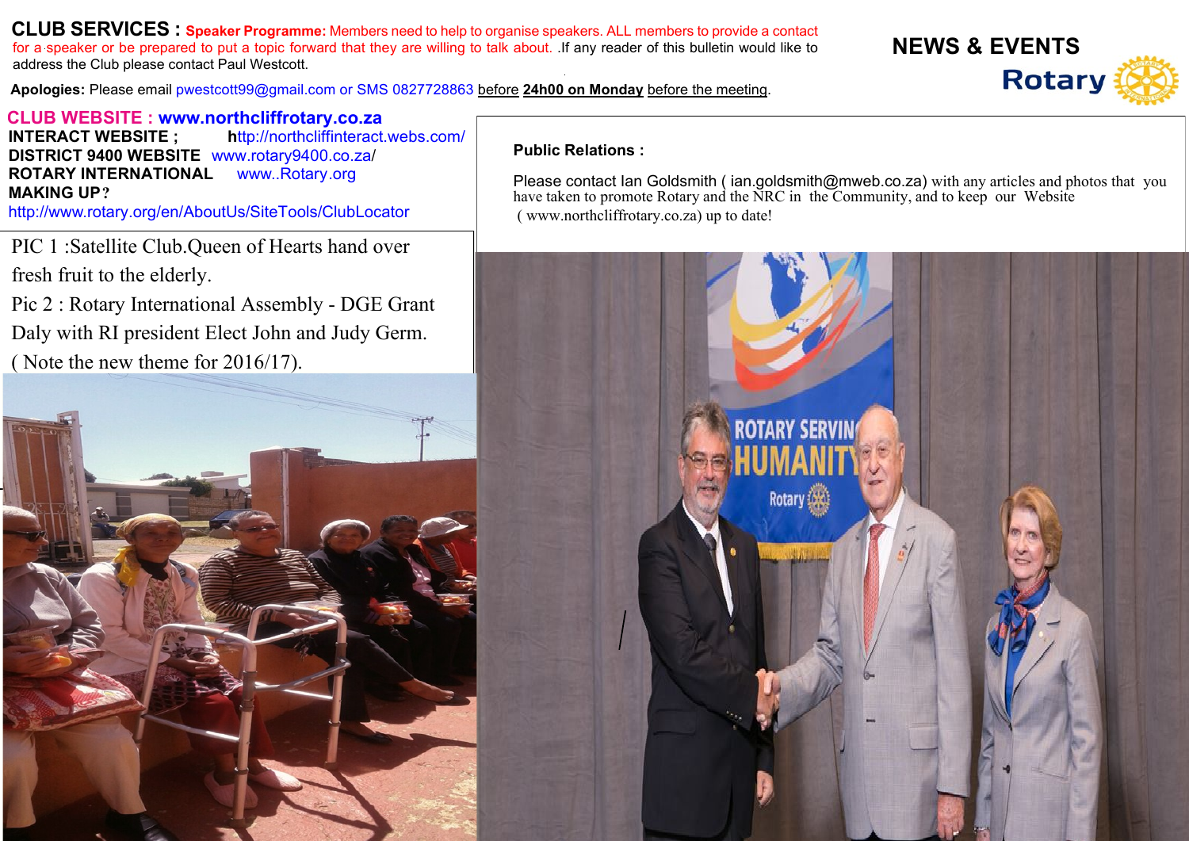**CLUB SERVICES :** **Speaker Programme:** Members need to help to organise speakers. ALL members to provide a contact for a speaker or be prepared to put a topic forward that they are willing to talk about. .If any reader of this bulletin would like to address the Club please contact Paul Westcott.

**Apologies:** Please email pwestcott99@gmail.com or SMS 0827728863 before **24h00 on Monday** before the meeting.

## NEWS & EVENTS

**CLUB WEBSITE : www.northcliffrotary.co.za**

**INTERACT WEBSITE ;** http://northcliffinteract.webs.com/

**DISTRICT 9400 WEBSITE** www.rotary9400.co.za/

**ROTARY INTERNATIONAL** www..Rotary.org

**MAKING UP?**

http://www.rotary.org/en/AboutUs/SiteTools/ClubLocator

**Public Relations :**

Please contact Ian Goldsmith ( ian.goldsmith@mweb.co.za) with any articles and photos that you have taken to promote Rotary and the NRC in the Community, and to keep our Website ( www.northcliffrotary.co.za) up to date!

PIC 1 :Satellite Club.Queen of Hearts hand over fresh fruit to the elderly.

Pic 2 : Rotary International Assembly - DGE Grant Daly with RI president Elect John and Judy Germ. ( Note the new theme for 2016/17).